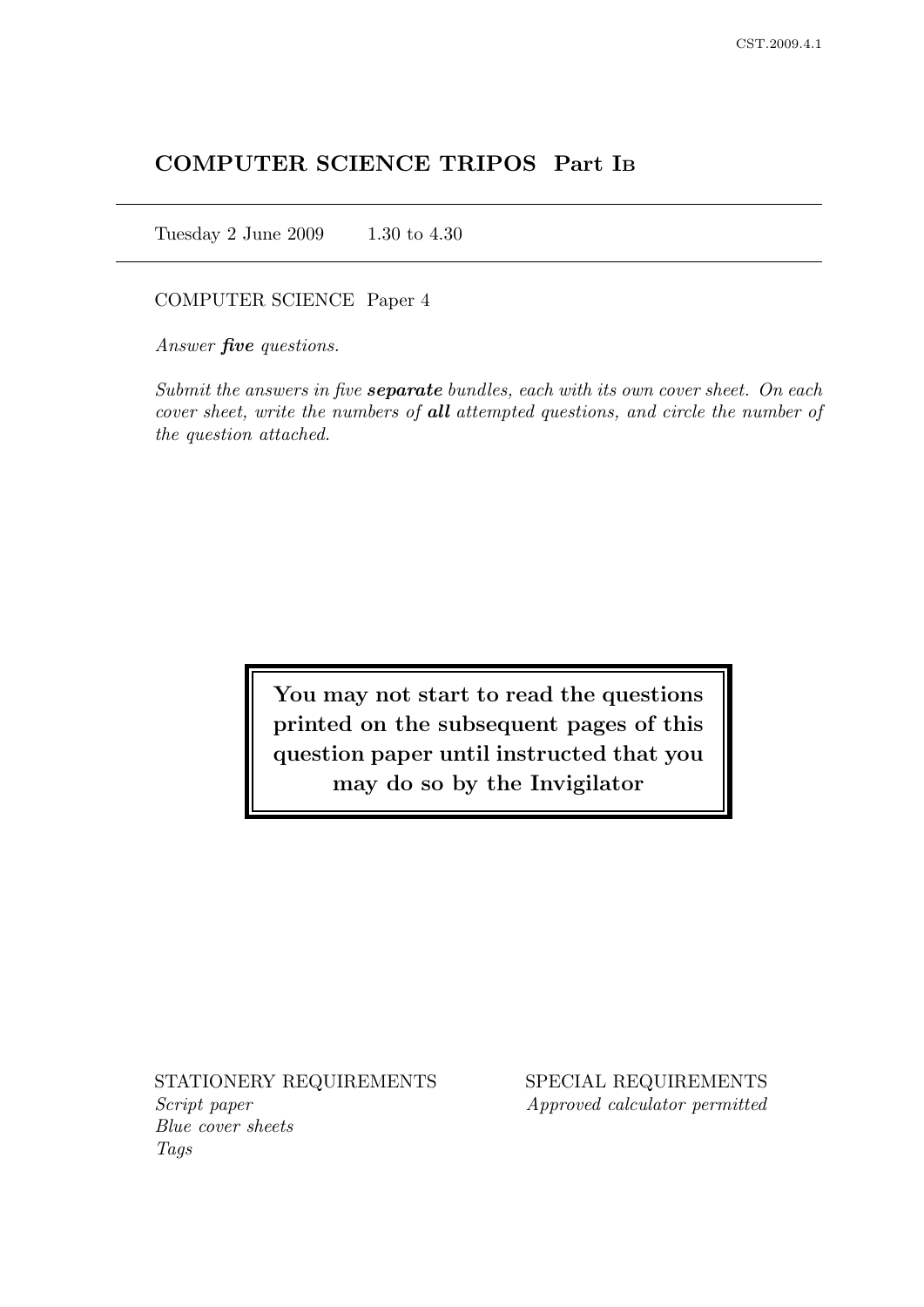# COMPUTER SCIENCE TRIPOS Part IB

Tuesday 2 June 2009 1.30 to 4.30

COMPUTER SCIENCE Paper 4

*Answer **five** questions.*

*Submit the answers in five **separate** bundles, each with its own cover sheet. On each cover sheet, write the numbers of **all** attempted questions, and circle the number of the question attached.*

**You may not start to read the questions printed on the subsequent pages of this question paper until instructed that you may do so by the Invigilator**

STATIONERY REQUIREMENTS

*Script paper*
*Blue cover sheets*
*Tags*

SPECIAL REQUIREMENTS

*Approved calculator permitted*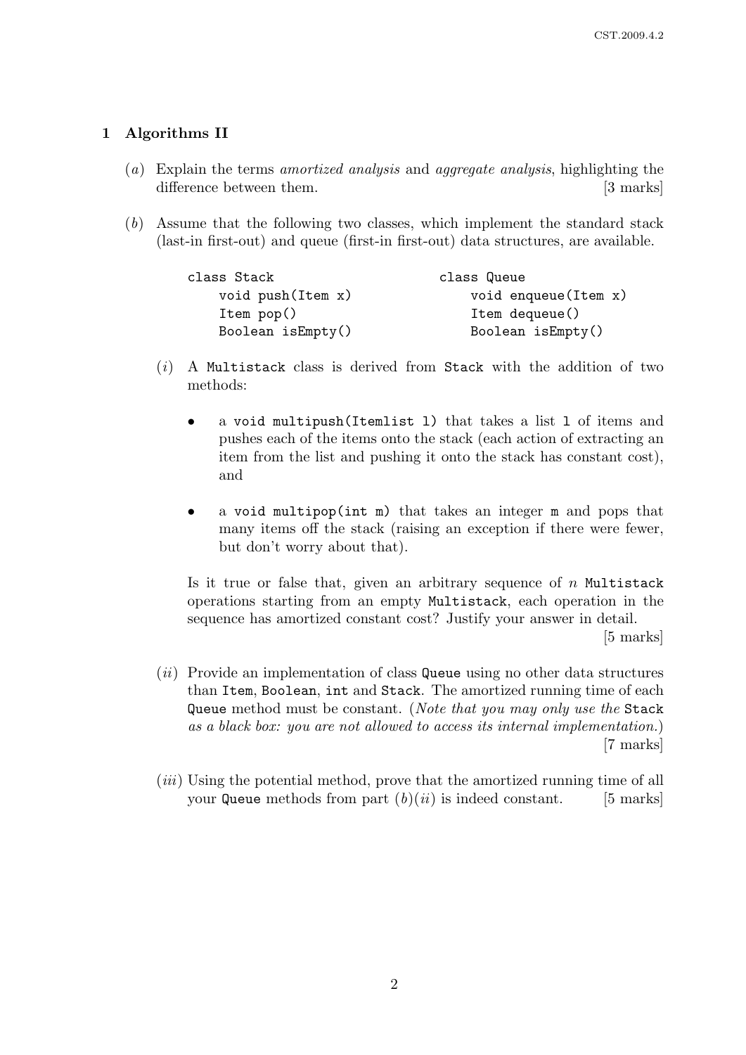## 1 Algorithms II

(*a*) Explain the terms *amortized analysis* and *aggregate analysis*, highlighting the difference between them. [3 marks]

(*b*) Assume that the following two classes, which implement the standard stack (last-in first-out) and queue (first-in first-out) data structures, are available.

```
class Stack                      class Queue
    void push(Item x)                void enqueue(Item x)
    Item pop()                       Item dequeue()
    Boolean isEmpty()                Boolean isEmpty()
```

(*i*) A `Multistack` class is derived from `Stack` with the addition of two methods:

- a `void multipush(Itemlist l)` that takes a list `l` of items and pushes each of the items onto the stack (each action of extracting an item from the list and pushing it onto the stack has constant cost), and
- a `void multipop(int m)` that takes an integer `m` and pops that many items off the stack (raising an exception if there were fewer, but don't worry about that).

Is it true or false that, given an arbitrary sequence of $n$ `Multistack` operations starting from an empty `Multistack`, each operation in the sequence has amortized constant cost? Justify your answer in detail. [5 marks]

(*ii*) Provide an implementation of class `Queue` using no other data structures than `Item`, `Boolean`, `int` and `Stack`. The amortized running time of each `Queue` method must be constant. (*Note that you may only use the* `Stack` *as a black box: you are not allowed to access its internal implementation.*) [7 marks]

(*iii*) Using the potential method, prove that the amortized running time of all your `Queue` methods from part (*b*)(*ii*) is indeed constant. [5 marks]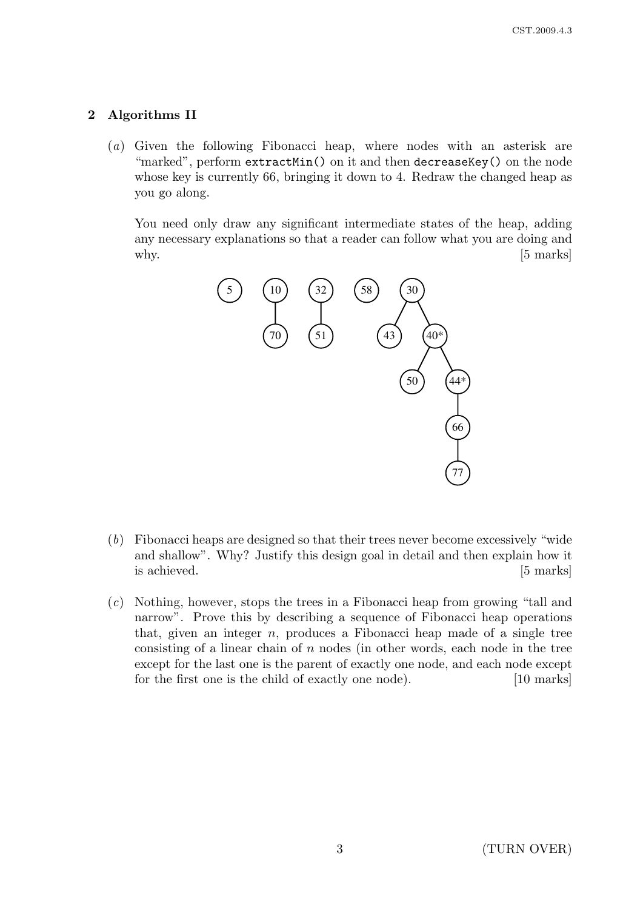## 2 Algorithms II

(*a*) Given the following Fibonacci heap, where nodes with an asterisk are "marked", perform `extractMin()` on it and then `decreaseKey()` on the node whose key is currently 66, bringing it down to 4. Redraw the changed heap as you go along.

You need only draw any significant intermediate states of the heap, adding any necessary explanations so that a reader can follow what you are doing and why. [5 marks]

(*b*) Fibonacci heaps are designed so that their trees never become excessively "wide and shallow". Why? Justify this design goal in detail and then explain how it is achieved. [5 marks]

(*c*) Nothing, however, stops the trees in a Fibonacci heap from growing "tall and narrow". Prove this by describing a sequence of Fibonacci heap operations that, given an integer $n$, produces a Fibonacci heap made of a single tree consisting of a linear chain of $n$ nodes (in other words, each node in the tree except for the last one is the parent of exactly one node, and each node except for the first one is the child of exactly one node). [10 marks]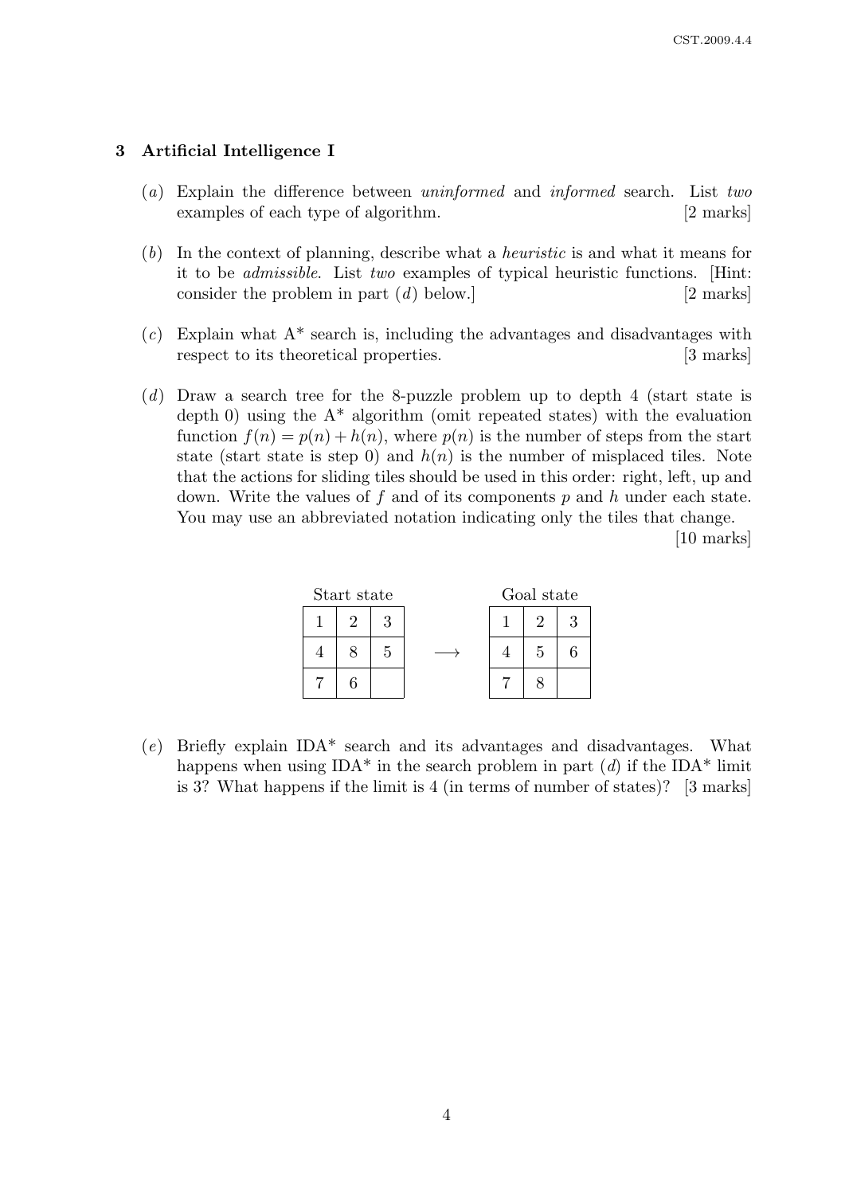## 3 Artificial Intelligence I

(*a*) Explain the difference between *uninformed* and *informed* search. List *two* examples of each type of algorithm. [2 marks]

(*b*) In the context of planning, describe what a *heuristic* is and what it means for it to be *admissible*. List *two* examples of typical heuristic functions. [Hint: consider the problem in part (*d*) below.] [2 marks]

(*c*) Explain what A* search is, including the advantages and disadvantages with respect to its theoretical properties. [3 marks]

(*d*) Draw a search tree for the 8-puzzle problem up to depth 4 (start state is depth 0) using the A* algorithm (omit repeated states) with the evaluation function $f(n) = p(n) + h(n)$, where $p(n)$ is the number of steps from the start state (start state is step 0) and $h(n)$ is the number of misplaced tiles. Note that the actions for sliding tiles should be used in this order: right, left, up and down. Write the values of $f$ and of its components $p$ and $h$ under each state. You may use an abbreviated notation indicating only the tiles that change. [10 marks]

Start state

| | | |
|---|---|---|
| 1 | 2 | 3 |
| 4 | 8 | 5 |
| 7 | 6 | |

$\longrightarrow$

Goal state

| | | |
|---|---|---|
| 1 | 2 | 3 |
| 4 | 5 | 6 |
| 7 | 8 | |

(*e*) Briefly explain IDA* search and its advantages and disadvantages. What happens when using IDA* in the search problem in part (*d*) if the IDA* limit is 3? What happens if the limit is 4 (in terms of number of states)? [3 marks]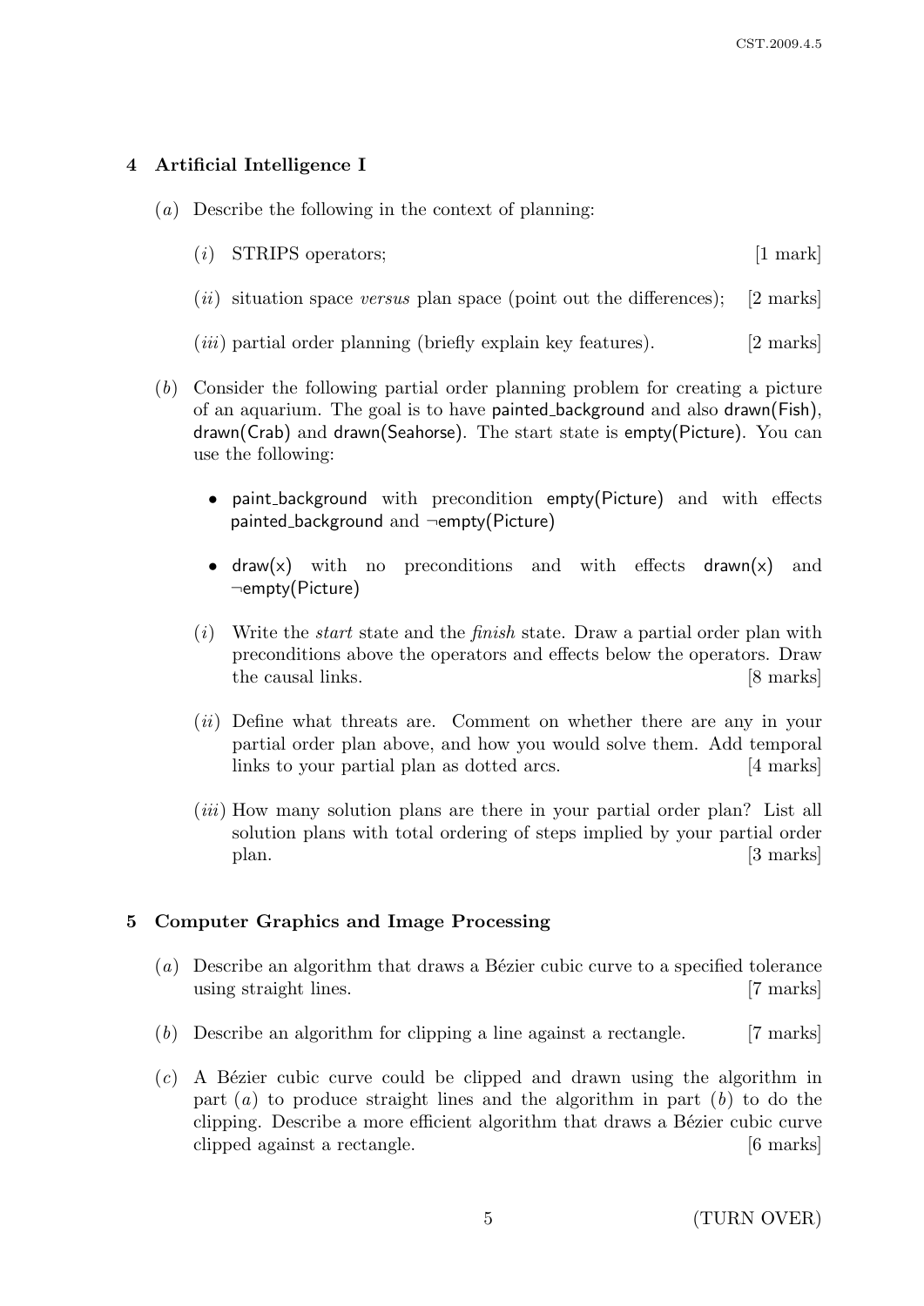## 4 Artificial Intelligence I

(*a*) Describe the following in the context of planning:

(*i*) STRIPS operators; [1 mark]

(*ii*) situation space *versus* plan space (point out the differences); [2 marks]

(*iii*) partial order planning (briefly explain key features). [2 marks]

(*b*) Consider the following partial order planning problem for creating a picture of an aquarium. The goal is to have painted_background and also drawn(Fish), drawn(Crab) and drawn(Seahorse). The start state is empty(Picture). You can use the following:

- paint_background with precondition empty(Picture) and with effects painted_background and ¬empty(Picture)
- draw(x) with no preconditions and with effects drawn(x) and ¬empty(Picture)

(*i*) Write the *start* state and the *finish* state. Draw a partial order plan with preconditions above the operators and effects below the operators. Draw the causal links. [8 marks]

(*ii*) Define what threats are. Comment on whether there are any in your partial order plan above, and how you would solve them. Add temporal links to your partial plan as dotted arcs. [4 marks]

(*iii*) How many solution plans are there in your partial order plan? List all solution plans with total ordering of steps implied by your partial order plan. [3 marks]

## 5 Computer Graphics and Image Processing

(*a*) Describe an algorithm that draws a Bézier cubic curve to a specified tolerance using straight lines. [7 marks]

(*b*) Describe an algorithm for clipping a line against a rectangle. [7 marks]

(*c*) A Bézier cubic curve could be clipped and drawn using the algorithm in part (*a*) to produce straight lines and the algorithm in part (*b*) to do the clipping. Describe a more efficient algorithm that draws a Bézier cubic curve clipped against a rectangle. [6 marks]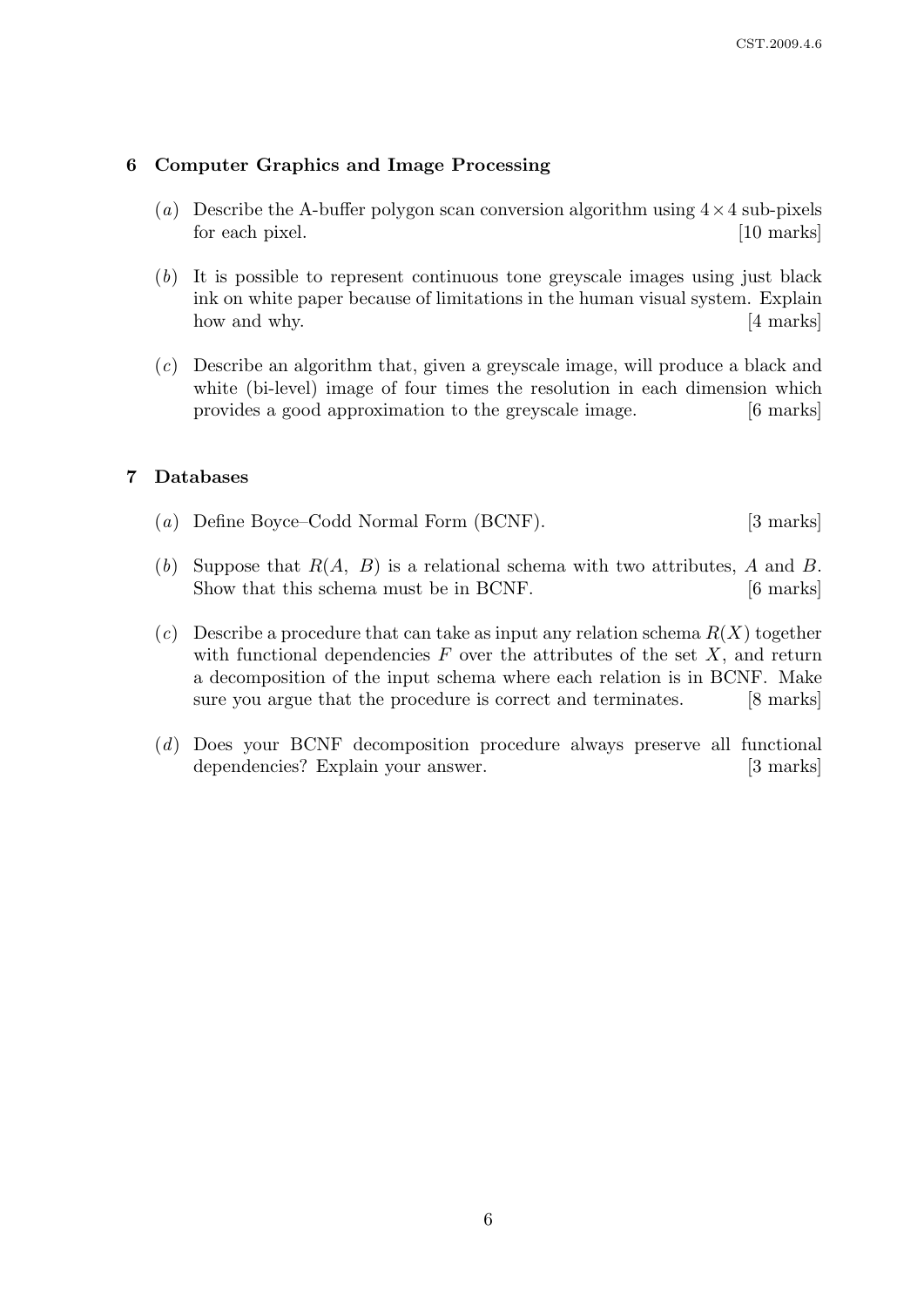## 6 Computer Graphics and Image Processing

(*a*) Describe the A-buffer polygon scan conversion algorithm using $4 \times 4$ sub-pixels for each pixel. [10 marks]

(*b*) It is possible to represent continuous tone greyscale images using just black ink on white paper because of limitations in the human visual system. Explain how and why. [4 marks]

(*c*) Describe an algorithm that, given a greyscale image, will produce a black and white (bi-level) image of four times the resolution in each dimension which provides a good approximation to the greyscale image. [6 marks]

## 7 Databases

(*a*) Define Boyce–Codd Normal Form (BCNF). [3 marks]

(*b*) Suppose that $R(A, B)$ is a relational schema with two attributes, $A$ and $B$. Show that this schema must be in BCNF. [6 marks]

(*c*) Describe a procedure that can take as input any relation schema $R(X)$ together with functional dependencies $F$ over the attributes of the set $X$, and return a decomposition of the input schema where each relation is in BCNF. Make sure you argue that the procedure is correct and terminates. [8 marks]

(*d*) Does your BCNF decomposition procedure always preserve all functional dependencies? Explain your answer. [3 marks]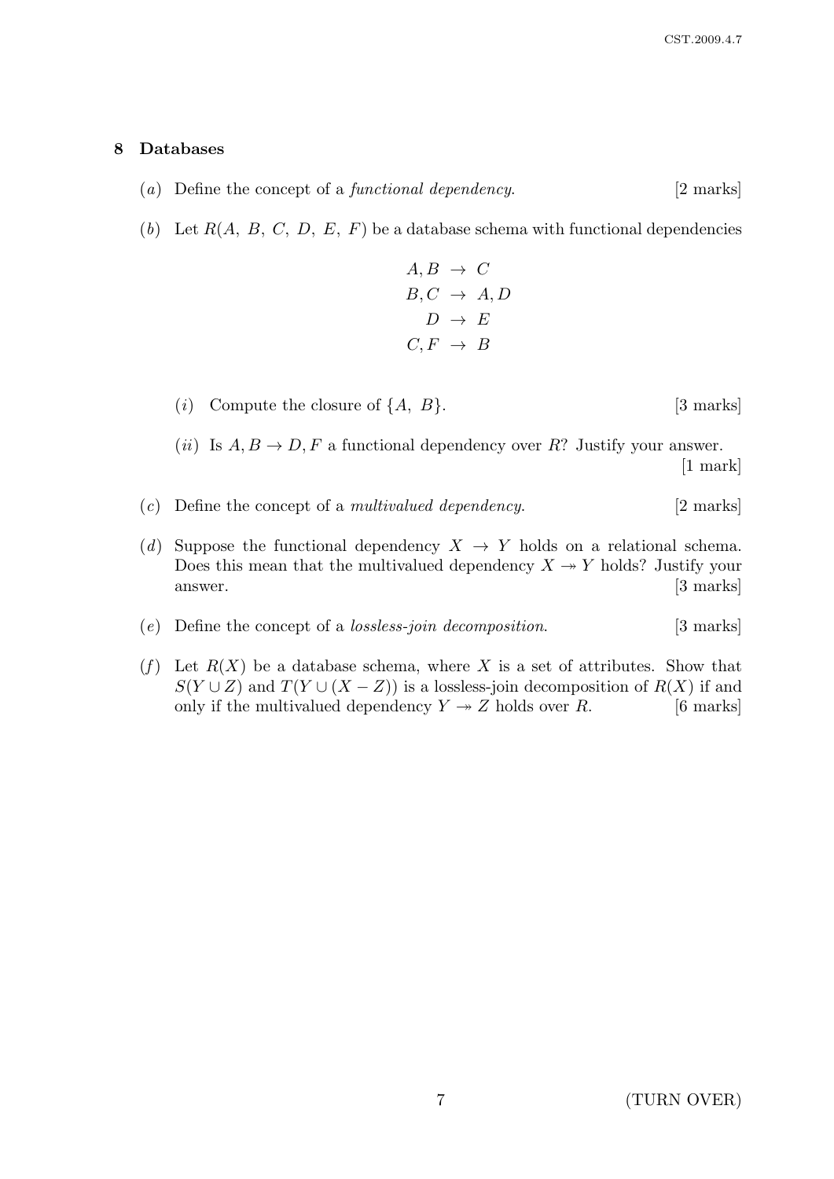## 8 Databases

(*a*) Define the concept of a *functional dependency*. [2 marks]

(*b*) Let $R(A,\ B,\ C,\ D,\ E,\ F)$ be a database schema with functional dependencies

$$
\begin{aligned}
A, B &\rightarrow C \\
B, C &\rightarrow A, D \\
D &\rightarrow E \\
C, F &\rightarrow B
\end{aligned}
$$

(*i*) Compute the closure of $\{A,\ B\}$. [3 marks]

(*ii*) Is $A, B \rightarrow D, F$ a functional dependency over $R$? Justify your answer. [1 mark]

(*c*) Define the concept of a *multivalued dependency*. [2 marks]

(*d*) Suppose the functional dependency $X \rightarrow Y$ holds on a relational schema. Does this mean that the multivalued dependency $X \twoheadrightarrow Y$ holds? Justify your answer. [3 marks]

(*e*) Define the concept of a *lossless-join decomposition*. [3 marks]

(*f*) Let $R(X)$ be a database schema, where $X$ is a set of attributes. Show that $S(Y \cup Z)$ and $T(Y \cup (X - Z))$ is a lossless-join decomposition of $R(X)$ if and only if the multivalued dependency $Y \twoheadrightarrow Z$ holds over $R$. [6 marks]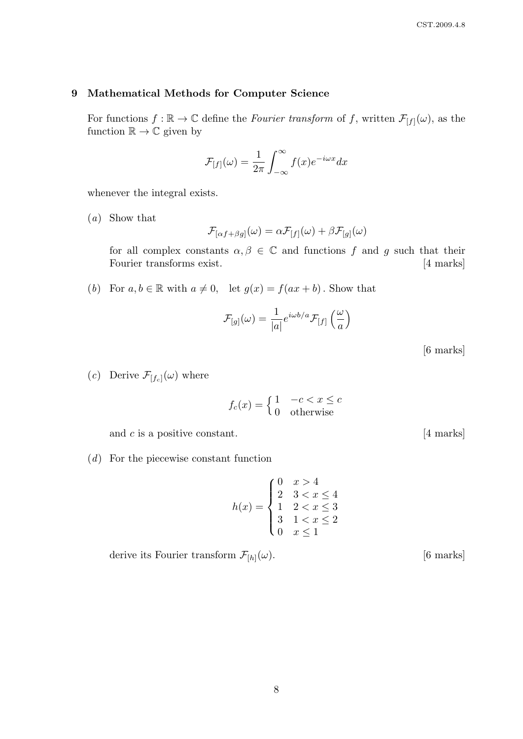## 9 Mathematical Methods for Computer Science

For functions $f : \mathbb{R} \to \mathbb{C}$ define the *Fourier transform* of $f$, written $\mathcal{F}_{[f]}(\omega)$, as the function $\mathbb{R} \to \mathbb{C}$ given by

$$\mathcal{F}_{[f]}(\omega) = \frac{1}{2\pi} \int_{-\infty}^{\infty} f(x) e^{-i\omega x} dx$$

whenever the integral exists.

(*a*) Show that

$$\mathcal{F}_{[\alpha f + \beta g]}(\omega) = \alpha \mathcal{F}_{[f]}(\omega) + \beta \mathcal{F}_{[g]}(\omega)$$

for all complex constants $\alpha, \beta \in \mathbb{C}$ and functions $f$ and $g$ such that their Fourier transforms exist. [4 marks]

(*b*) For $a, b \in \mathbb{R}$ with $a \neq 0$, let $g(x) = f(ax + b)$. Show that

$$\mathcal{F}_{[g]}(\omega) = \frac{1}{|a|} e^{i\omega b/a} \mathcal{F}_{[f]}\left(\frac{\omega}{a}\right)$$

[6 marks]

(*c*) Derive $\mathcal{F}_{[f_c]}(\omega)$ where

$$f_c(x) = \begin{cases} 1 & -c < x \leq c \\ 0 & \text{otherwise} \end{cases}$$

and $c$ is a positive constant. [4 marks]

(*d*) For the piecewise constant function

$$h(x) = \begin{cases} 0 & x > 4 \\ 2 & 3 < x \leq 4 \\ 1 & 2 < x \leq 3 \\ 3 & 1 < x \leq 2 \\ 0 & x \leq 1 \end{cases}$$

derive its Fourier transform $\mathcal{F}_{[h]}(\omega)$. [6 marks]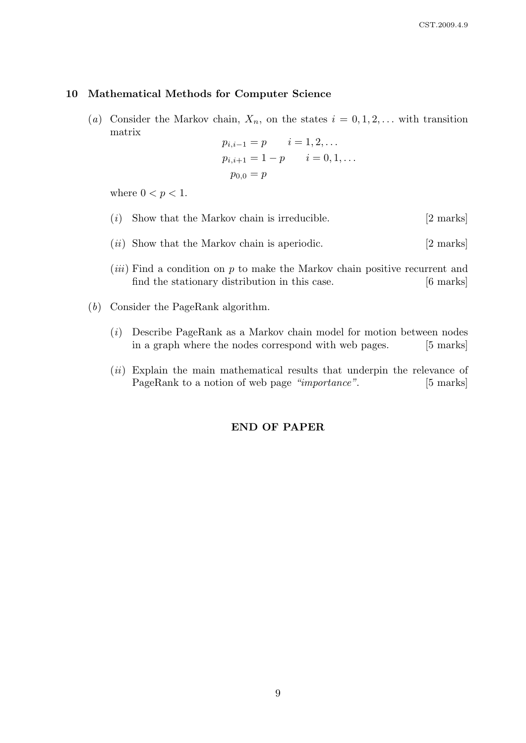## 10 Mathematical Methods for Computer Science

(*a*) Consider the Markov chain, $X_n$, on the states $i = 0, 1, 2, \ldots$ with transition matrix

$$
\begin{aligned}
p_{i,i-1} &= p \qquad i = 1, 2, \ldots \\
p_{i,i+1} &= 1 - p \qquad i = 0, 1, \ldots \\
p_{0,0} &= p
\end{aligned}
$$

where $0 < p < 1$.

(*i*) Show that the Markov chain is irreducible. [2 marks]

(*ii*) Show that the Markov chain is aperiodic. [2 marks]

(*iii*) Find a condition on $p$ to make the Markov chain positive recurrent and find the stationary distribution in this case. [6 marks]

(*b*) Consider the PageRank algorithm.

(*i*) Describe PageRank as a Markov chain model for motion between nodes in a graph where the nodes correspond with web pages. [5 marks]

(*ii*) Explain the main mathematical results that underpin the relevance of PageRank to a notion of web page *"importance"*. [5 marks]

**END OF PAPER**